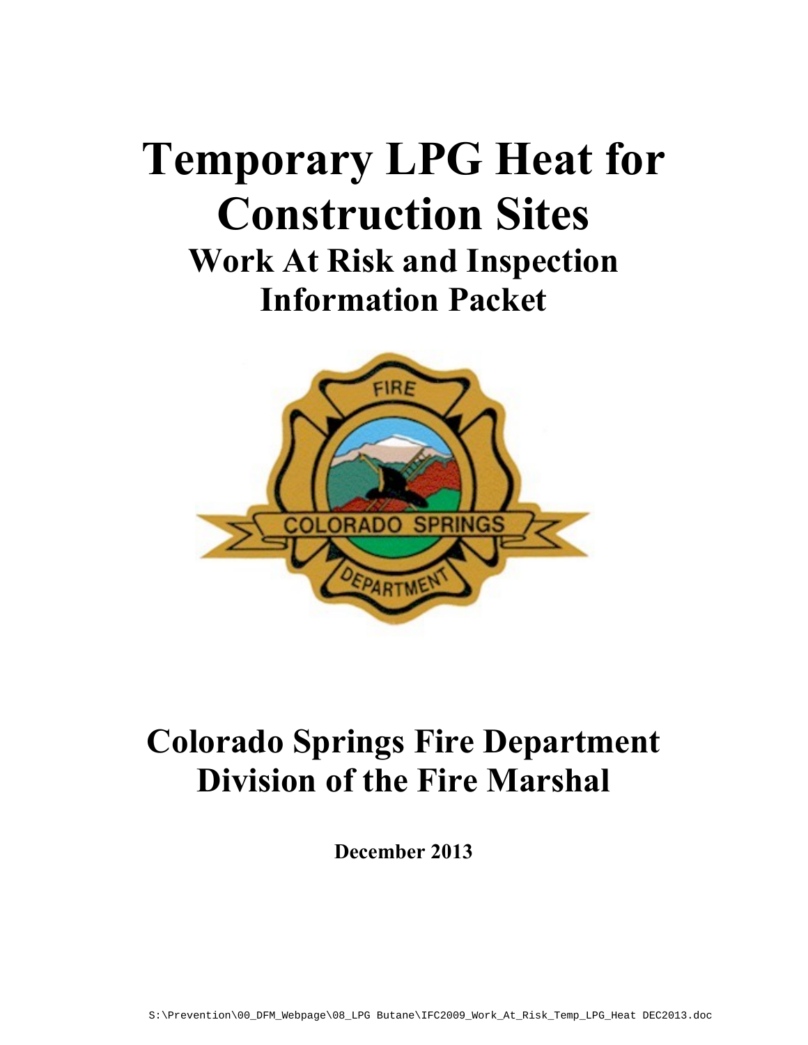# Temporary LPG Heat for Construction Sites

## Work At Risk and Inspection Information Packet

## Colorado Springs Fire Department Division of the Fire Marshal

**December 2013**

S:\Prevention\00_DFM_Webpage\08_LPG Butane\IFC2009_Work_At_Risk_Temp_LPG_Heat DEC2013.doc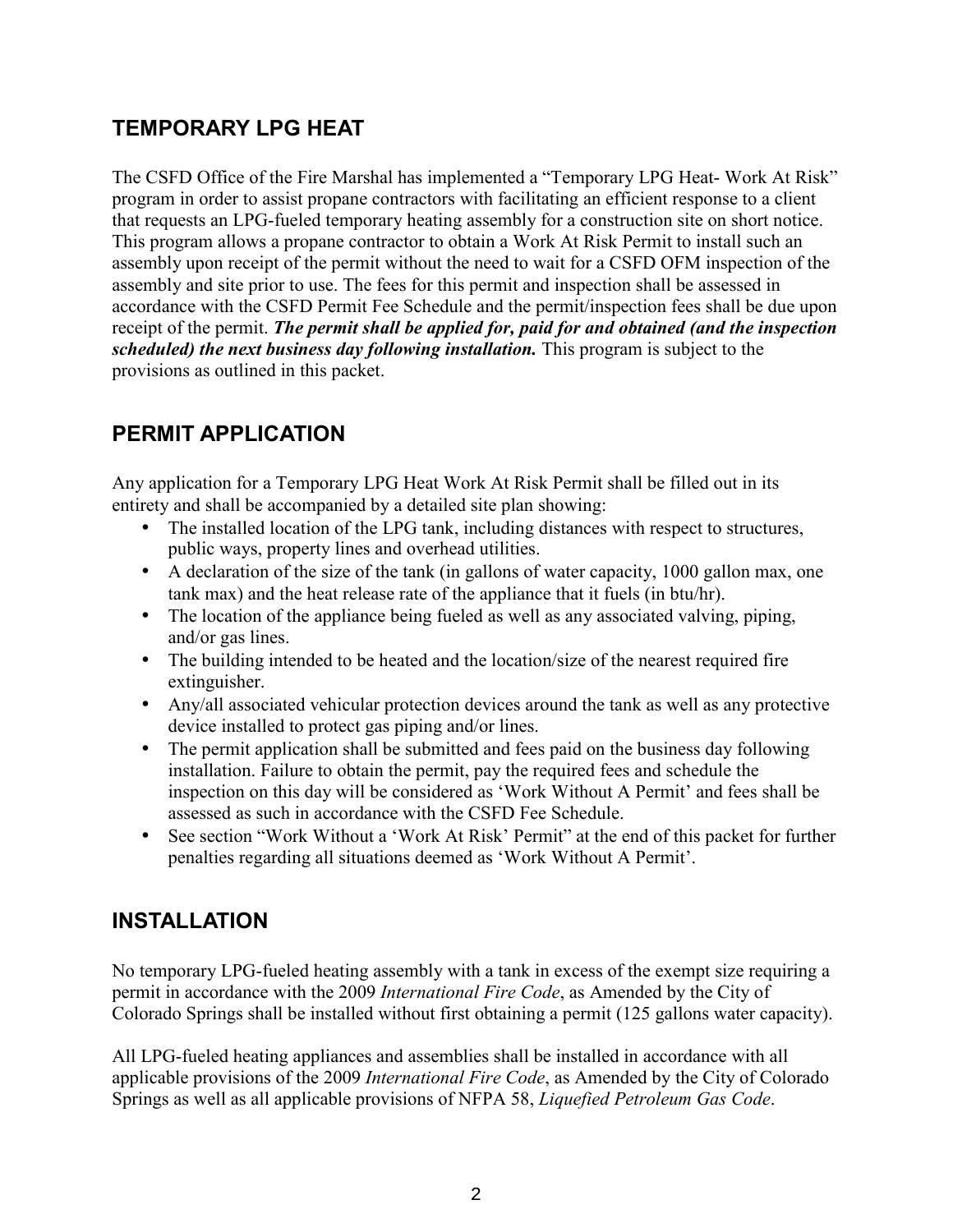## TEMPORARY LPG HEAT

The CSFD Office of the Fire Marshal has implemented a "Temporary LPG Heat- Work At Risk" program in order to assist propane contractors with facilitating an efficient response to a client that requests an LPG-fueled temporary heating assembly for a construction site on short notice. This program allows a propane contractor to obtain a Work At Risk Permit to install such an assembly upon receipt of the permit without the need to wait for a CSFD OFM inspection of the assembly and site prior to use. The fees for this permit and inspection shall be assessed in accordance with the CSFD Permit Fee Schedule and the permit/inspection fees shall be due upon receipt of the permit. ***The permit shall be applied for, paid for and obtained (and the inspection scheduled) the next business day following installation.*** This program is subject to the provisions as outlined in this packet.

## PERMIT APPLICATION

Any application for a Temporary LPG Heat Work At Risk Permit shall be filled out in its entirety and shall be accompanied by a detailed site plan showing:

- The installed location of the LPG tank, including distances with respect to structures, public ways, property lines and overhead utilities.
- A declaration of the size of the tank (in gallons of water capacity, 1000 gallon max, one tank max) and the heat release rate of the appliance that it fuels (in btu/hr).
- The location of the appliance being fueled as well as any associated valving, piping, and/or gas lines.
- The building intended to be heated and the location/size of the nearest required fire extinguisher.
- Any/all associated vehicular protection devices around the tank as well as any protective device installed to protect gas piping and/or lines.
- The permit application shall be submitted and fees paid on the business day following installation. Failure to obtain the permit, pay the required fees and schedule the inspection on this day will be considered as 'Work Without A Permit' and fees shall be assessed as such in accordance with the CSFD Fee Schedule.
- See section "Work Without a 'Work At Risk' Permit" at the end of this packet for further penalties regarding all situations deemed as 'Work Without A Permit'.

## INSTALLATION

No temporary LPG-fueled heating assembly with a tank in excess of the exempt size requiring a permit in accordance with the 2009 *International Fire Code*, as Amended by the City of Colorado Springs shall be installed without first obtaining a permit (125 gallons water capacity).

All LPG-fueled heating appliances and assemblies shall be installed in accordance with all applicable provisions of the 2009 *International Fire Code*, as Amended by the City of Colorado Springs as well as all applicable provisions of NFPA 58, *Liquefied Petroleum Gas Code*.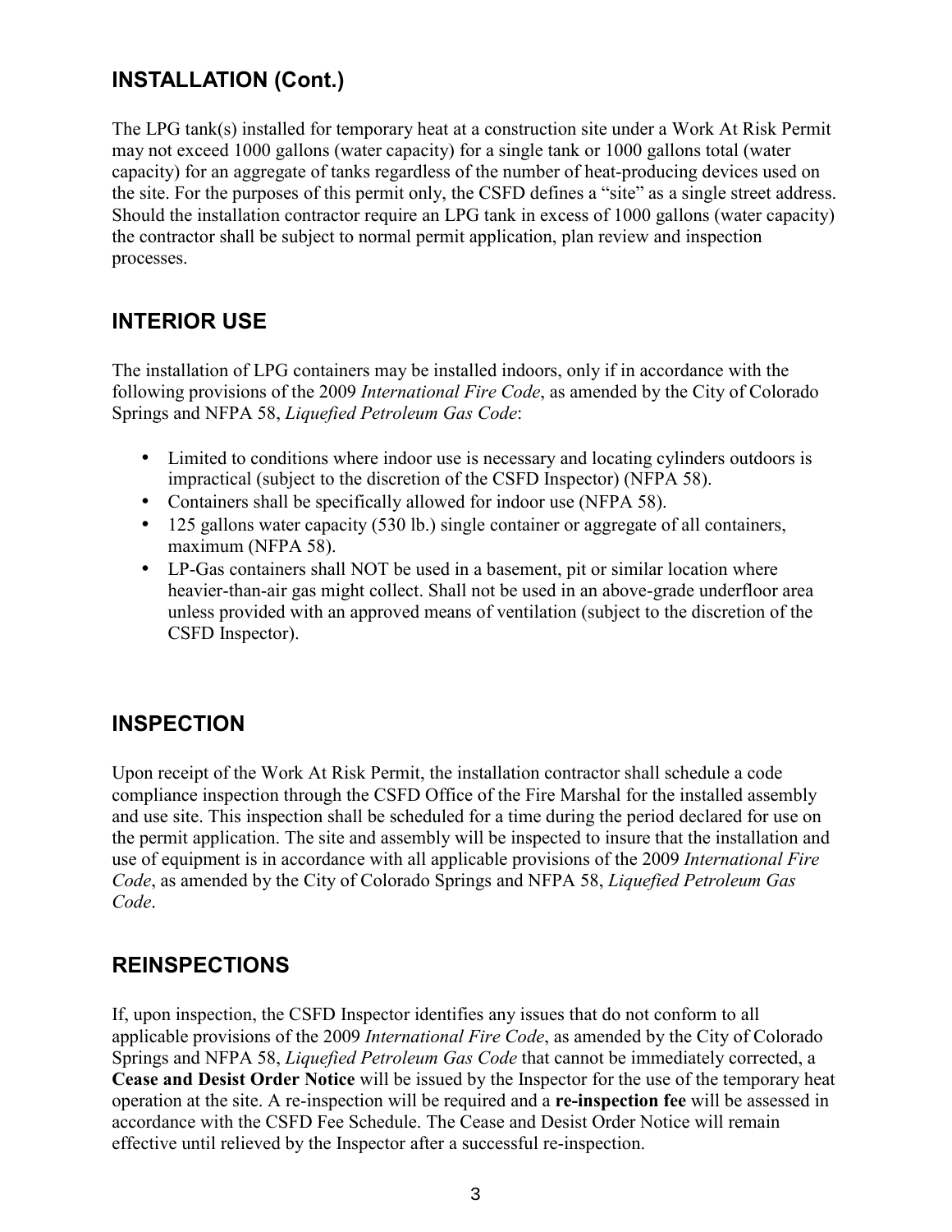## INSTALLATION (Cont.)

The LPG tank(s) installed for temporary heat at a construction site under a Work At Risk Permit may not exceed 1000 gallons (water capacity) for a single tank or 1000 gallons total (water capacity) for an aggregate of tanks regardless of the number of heat-producing devices used on the site. For the purposes of this permit only, the CSFD defines a "site" as a single street address. Should the installation contractor require an LPG tank in excess of 1000 gallons (water capacity) the contractor shall be subject to normal permit application, plan review and inspection processes.

## INTERIOR USE

The installation of LPG containers may be installed indoors, only if in accordance with the following provisions of the 2009 *International Fire Code*, as amended by the City of Colorado Springs and NFPA 58, *Liquefied Petroleum Gas Code*:

- Limited to conditions where indoor use is necessary and locating cylinders outdoors is impractical (subject to the discretion of the CSFD Inspector) (NFPA 58).
- Containers shall be specifically allowed for indoor use (NFPA 58).
- 125 gallons water capacity (530 lb.) single container or aggregate of all containers, maximum (NFPA 58).
- LP-Gas containers shall NOT be used in a basement, pit or similar location where heavier-than-air gas might collect. Shall not be used in an above-grade underfloor area unless provided with an approved means of ventilation (subject to the discretion of the CSFD Inspector).

## INSPECTION

Upon receipt of the Work At Risk Permit, the installation contractor shall schedule a code compliance inspection through the CSFD Office of the Fire Marshal for the installed assembly and use site. This inspection shall be scheduled for a time during the period declared for use on the permit application. The site and assembly will be inspected to insure that the installation and use of equipment is in accordance with all applicable provisions of the 2009 *International Fire Code*, as amended by the City of Colorado Springs and NFPA 58, *Liquefied Petroleum Gas Code*.

## REINSPECTIONS

If, upon inspection, the CSFD Inspector identifies any issues that do not conform to all applicable provisions of the 2009 *International Fire Code*, as amended by the City of Colorado Springs and NFPA 58, *Liquefied Petroleum Gas Code* that cannot be immediately corrected, a **Cease and Desist Order Notice** will be issued by the Inspector for the use of the temporary heat operation at the site. A re-inspection will be required and a **re-inspection fee** will be assessed in accordance with the CSFD Fee Schedule. The Cease and Desist Order Notice will remain effective until relieved by the Inspector after a successful re-inspection.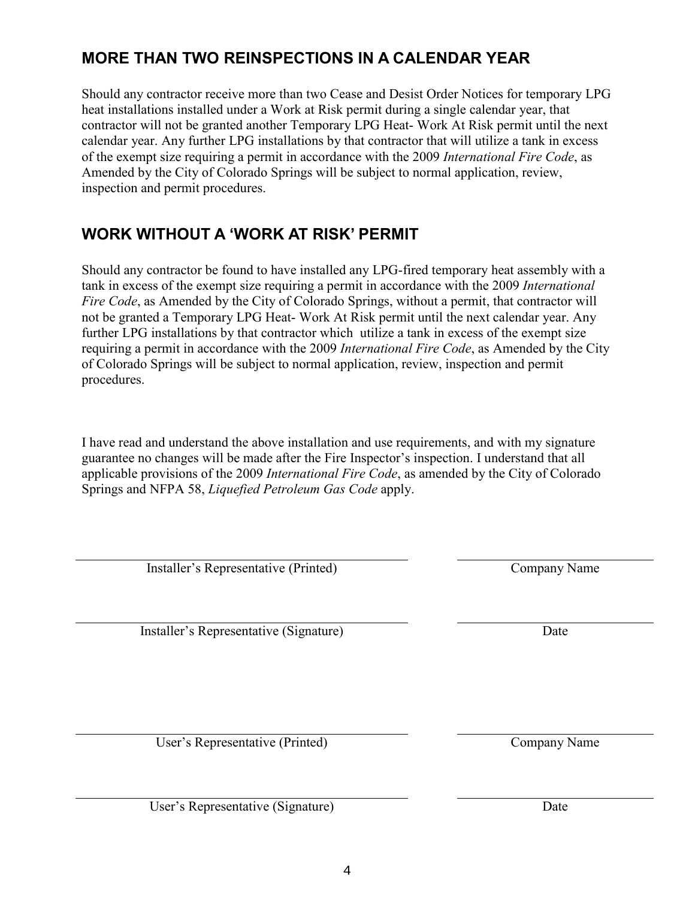## MORE THAN TWO REINSPECTIONS IN A CALENDAR YEAR

Should any contractor receive more than two Cease and Desist Order Notices for temporary LPG heat installations installed under a Work at Risk permit during a single calendar year, that contractor will not be granted another Temporary LPG Heat- Work At Risk permit until the next calendar year. Any further LPG installations by that contractor that will utilize a tank in excess of the exempt size requiring a permit in accordance with the 2009 *International Fire Code*, as Amended by the City of Colorado Springs will be subject to normal application, review, inspection and permit procedures.

## WORK WITHOUT A 'WORK AT RISK' PERMIT

Should any contractor be found to have installed any LPG-fired temporary heat assembly with a tank in excess of the exempt size requiring a permit in accordance with the 2009 *International Fire Code*, as Amended by the City of Colorado Springs, without a permit, that contractor will not be granted a Temporary LPG Heat- Work At Risk permit until the next calendar year. Any further LPG installations by that contractor which utilize a tank in excess of the exempt size requiring a permit in accordance with the 2009 *International Fire Code*, as Amended by the City of Colorado Springs will be subject to normal application, review, inspection and permit procedures.

I have read and understand the above installation and use requirements, and with my signature guarantee no changes will be made after the Fire Inspector's inspection. I understand that all applicable provisions of the 2009 *International Fire Code*, as amended by the City of Colorado Springs and NFPA 58, *Liquefied Petroleum Gas Code* apply.

\_\_\_\_\_\_\_\_\_\_\_\_\_\_\_\_\_\_\_\_\_\_\_\_\_\_\_\_\_\_\_\_\_\_\_\_ \_\_\_\_\_\_\_\_\_\_\_\_\_\_\_\_\_\_\_\_
Installer's Representative (Printed) Company Name

\_\_\_\_\_\_\_\_\_\_\_\_\_\_\_\_\_\_\_\_\_\_\_\_\_\_\_\_\_\_\_\_\_\_\_\_ \_\_\_\_\_\_\_\_\_\_\_\_\_\_\_\_\_\_\_\_
Installer's Representative (Signature) Date

\_\_\_\_\_\_\_\_\_\_\_\_\_\_\_\_\_\_\_\_\_\_\_\_\_\_\_\_\_\_\_\_\_\_\_\_ \_\_\_\_\_\_\_\_\_\_\_\_\_\_\_\_\_\_\_\_
User's Representative (Printed) Company Name

\_\_\_\_\_\_\_\_\_\_\_\_\_\_\_\_\_\_\_\_\_\_\_\_\_\_\_\_\_\_\_\_\_\_\_\_ \_\_\_\_\_\_\_\_\_\_\_\_\_\_\_\_\_\_\_\_
User's Representative (Signature) Date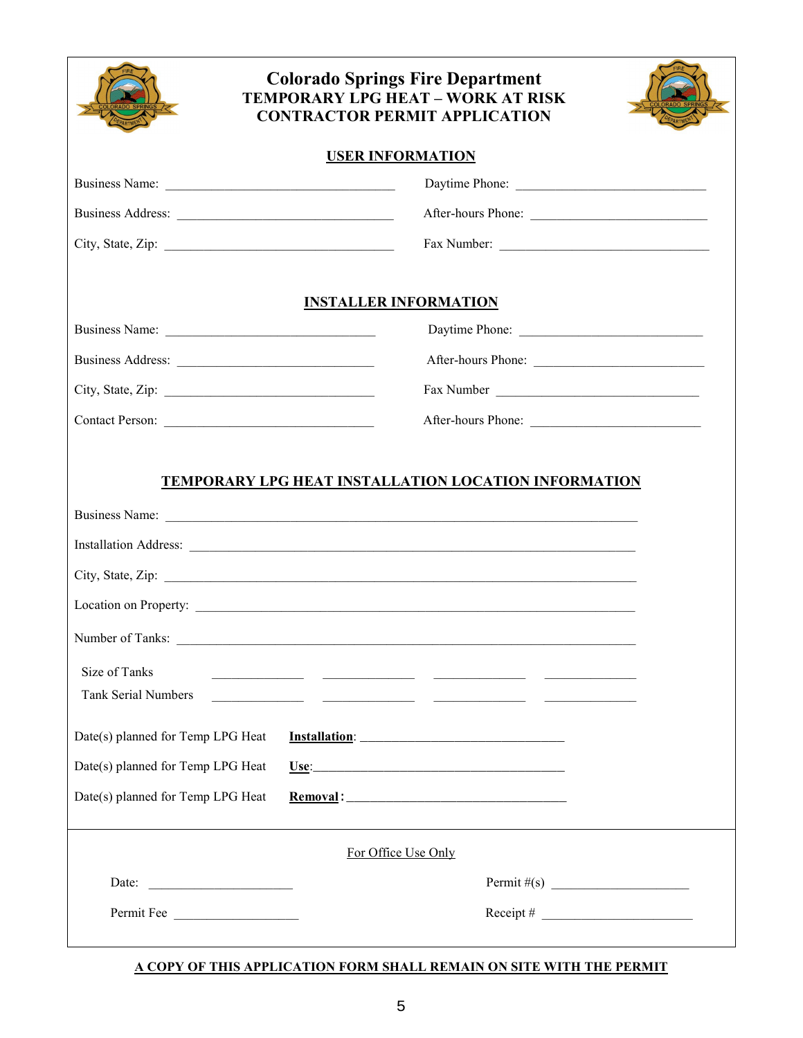# Colorado Springs Fire Department
## TEMPORARY LPG HEAT – WORK AT RISK CONTRACTOR PERMIT APPLICATION

### USER INFORMATION

Business Name: ________________________________ Daytime Phone: ____________________________

Business Address: ______________________________ After-hours Phone: __________________________

City, State, Zip: ________________________________ Fax Number: _______________________________

### INSTALLER INFORMATION

Business Name: ______________________________ Daytime Phone: ___________________________

Business Address: ____________________________ After-hours Phone: _________________________

City, State, Zip: ______________________________ Fax Number _______________________________

Contact Person: ______________________________ After-hours Phone: _________________________

### TEMPORARY LPG HEAT INSTALLATION LOCATION INFORMATION

Business Name: ____________________________________________________________________

Installation Address: ________________________________________________________________

City, State, Zip: ____________________________________________________________________

Location on Property: ________________________________________________________________

Number of Tanks: ___________________________________________________________________

| | | | | |
|---|---|---|---|---|
| Size of Tanks | ______________ | ______________ | ______________ | ______________ |
| Tank Serial Numbers | ______________ | ______________ | ______________ | ______________ |

Date(s) planned for Temp LPG Heat **Installation**: ______________________________

Date(s) planned for Temp LPG Heat **Use**: ____________________________________

Date(s) planned for Temp LPG Heat **Removal**: __________________________________

For Office Use Only

Date: ______________________ Permit #(s) ____________________

Permit Fee ___________________ Receipt # ______________________

**A COPY OF THIS APPLICATION FORM SHALL REMAIN ON SITE WITH THE PERMIT**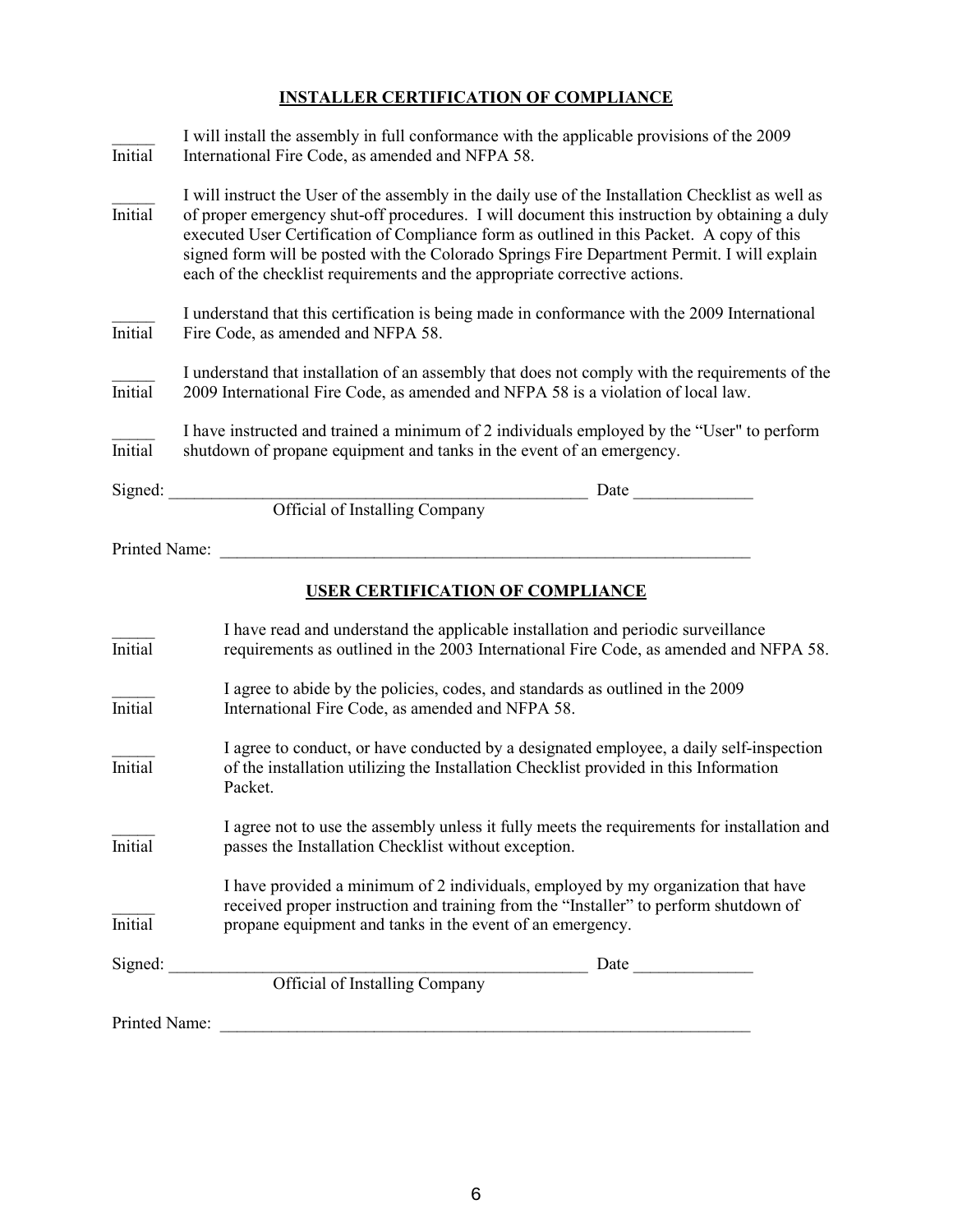## INSTALLER CERTIFICATION OF COMPLIANCE

_____ Initial — I will install the assembly in full conformance with the applicable provisions of the 2009 International Fire Code, as amended and NFPA 58.

_____ Initial — I will instruct the User of the assembly in the daily use of the Installation Checklist as well as of proper emergency shut-off procedures. I will document this instruction by obtaining a duly executed User Certification of Compliance form as outlined in this Packet. A copy of this signed form will be posted with the Colorado Springs Fire Department Permit. I will explain each of the checklist requirements and the appropriate corrective actions.

_____ Initial — I understand that this certification is being made in conformance with the 2009 International Fire Code, as amended and NFPA 58.

_____ Initial — I understand that installation of an assembly that does not comply with the requirements of the 2009 International Fire Code, as amended and NFPA 58 is a violation of local law.

_____ Initial — I have instructed and trained a minimum of 2 individuals employed by the "User" to perform shutdown of propane equipment and tanks in the event of an emergency.

Signed: _______________________________________________ Date ______________

Official of Installing Company

Printed Name: ____________________________________________________________

## USER CERTIFICATION OF COMPLIANCE

_____ Initial — I have read and understand the applicable installation and periodic surveillance requirements as outlined in the 2003 International Fire Code, as amended and NFPA 58.

_____ Initial — I agree to abide by the policies, codes, and standards as outlined in the 2009 International Fire Code, as amended and NFPA 58.

_____ Initial — I agree to conduct, or have conducted by a designated employee, a daily self-inspection of the installation utilizing the Installation Checklist provided in this Information Packet.

_____ Initial — I agree not to use the assembly unless it fully meets the requirements for installation and passes the Installation Checklist without exception.

_____ Initial — I have provided a minimum of 2 individuals, employed by my organization that have received proper instruction and training from the "Installer" to perform shutdown of propane equipment and tanks in the event of an emergency.

Signed: _______________________________________________ Date ______________

Official of Installing Company

Printed Name: ____________________________________________________________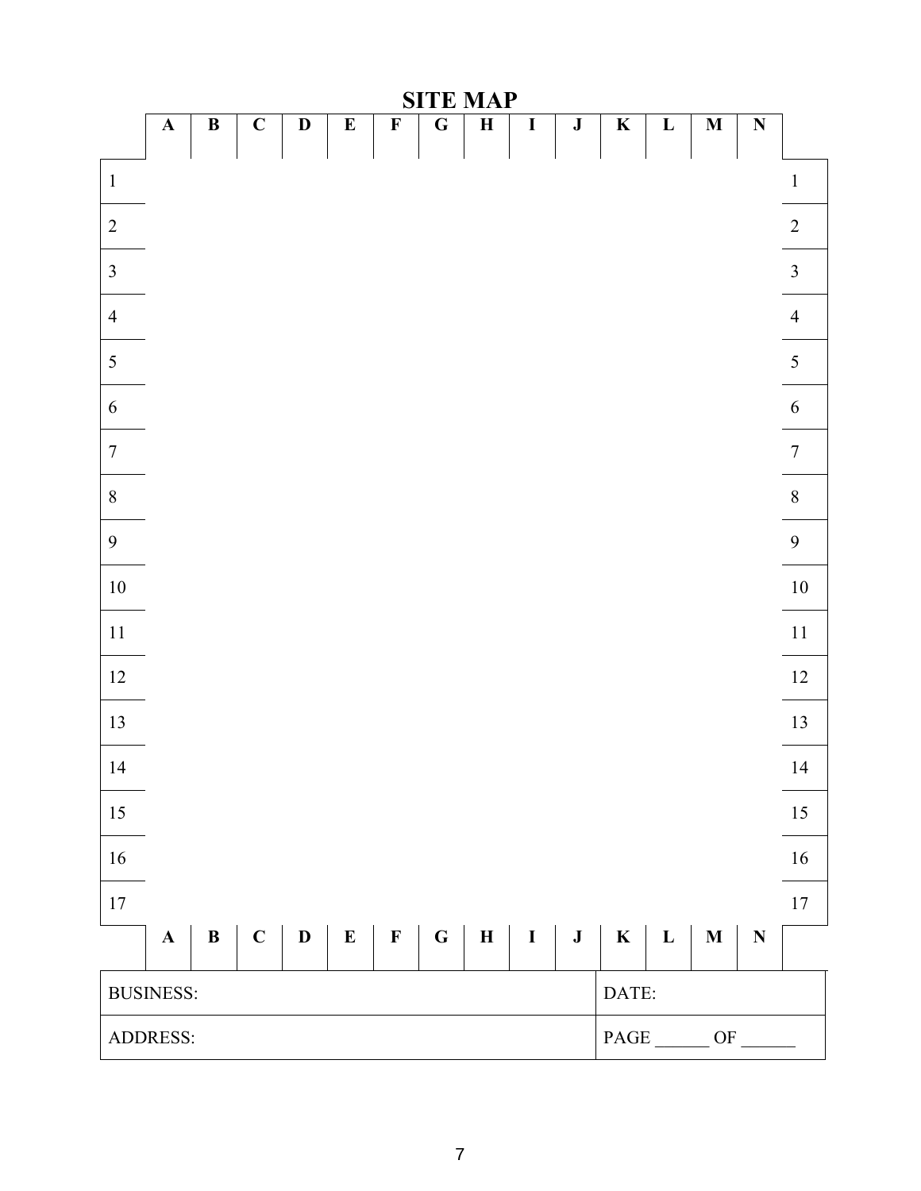# SITE MAP

| | A | B | C | D | E | F | G | H | I | J | K | L | M | N | |
|---|---|---|---|---|---|---|---|---|---|---|---|---|---|---|---|
| 1 | | | | | | | | | | | | | | | 1 |
| 2 | | | | | | | | | | | | | | | 2 |
| 3 | | | | | | | | | | | | | | | 3 |
| 4 | | | | | | | | | | | | | | | 4 |
| 5 | | | | | | | | | | | | | | | 5 |
| 6 | | | | | | | | | | | | | | | 6 |
| 7 | | | | | | | | | | | | | | | 7 |
| 8 | | | | | | | | | | | | | | | 8 |
| 9 | | | | | | | | | | | | | | | 9 |
| 10 | | | | | | | | | | | | | | | 10 |
| 11 | | | | | | | | | | | | | | | 11 |
| 12 | | | | | | | | | | | | | | | 12 |
| 13 | | | | | | | | | | | | | | | 13 |
| 14 | | | | | | | | | | | | | | | 14 |
| 15 | | | | | | | | | | | | | | | 15 |
| 16 | | | | | | | | | | | | | | | 16 |
| 17 | | | | | | | | | | | | | | | 17 |
| | A | B | C | D | E | F | G | H | I | J | K | L | M | N | |

| BUSINESS: | DATE: |
|---|---|
| ADDRESS: | PAGE ______ OF ______ |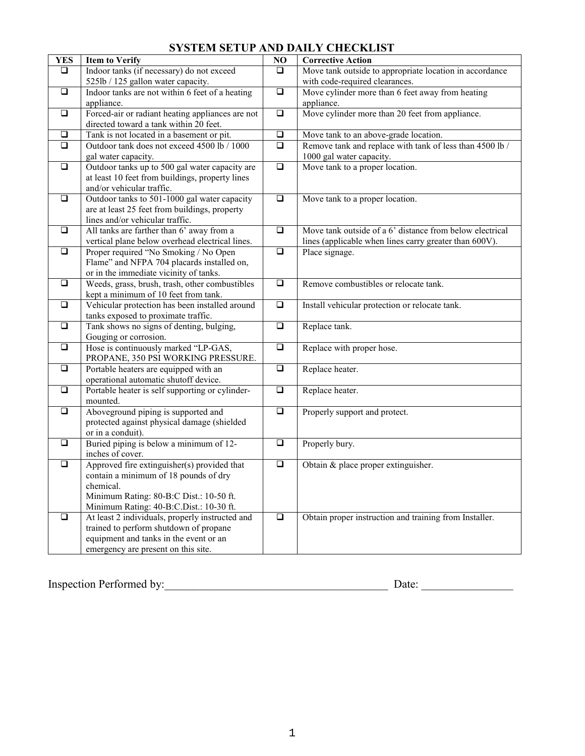# SYSTEM SETUP AND DAILY CHECKLIST

| YES | Item to Verify | NO | Corrective Action |
|---|---|---|---|
| ❑ | Indoor tanks (if necessary) do not exceed 525lb / 125 gallon water capacity. | ❑ | Move tank outside to appropriate location in accordance with code-required clearances. |
| ❑ | Indoor tanks are not within 6 feet of a heating appliance. | ❑ | Move cylinder more than 6 feet away from heating appliance. |
| ❑ | Forced-air or radiant heating appliances are not directed toward a tank within 20 feet. | ❑ | Move cylinder more than 20 feet from appliance. |
| ❑ | Tank is not located in a basement or pit. | ❑ | Move tank to an above-grade location. |
| ❑ | Outdoor tank does not exceed 4500 lb / 1000 gal water capacity. | ❑ | Remove tank and replace with tank of less than 4500 lb / 1000 gal water capacity. |
| ❑ | Outdoor tanks up to 500 gal water capacity are at least 10 feet from buildings, property lines and/or vehicular traffic. | ❑ | Move tank to a proper location. |
| ❑ | Outdoor tanks to 501-1000 gal water capacity are at least 25 feet from buildings, property lines and/or vehicular traffic. | ❑ | Move tank to a proper location. |
| ❑ | All tanks are farther than 6' away from a vertical plane below overhead electrical lines. | ❑ | Move tank outside of a 6' distance from below electrical lines (applicable when lines carry greater than 600V). |
| ❑ | Proper required "No Smoking / No Open Flame" and NFPA 704 placards installed on, or in the immediate vicinity of tanks. | ❑ | Place signage. |
| ❑ | Weeds, grass, brush, trash, other combustibles kept a minimum of 10 feet from tank. | ❑ | Remove combustibles or relocate tank. |
| ❑ | Vehicular protection has been installed around tanks exposed to proximate traffic. | ❑ | Install vehicular protection or relocate tank. |
| ❑ | Tank shows no signs of denting, bulging, Gouging or corrosion. | ❑ | Replace tank. |
| ❑ | Hose is continuously marked "LP-GAS, PROPANE, 350 PSI WORKING PRESSURE. | ❑ | Replace with proper hose. |
| ❑ | Portable heaters are equipped with an operational automatic shutoff device. | ❑ | Replace heater. |
| ❑ | Portable heater is self supporting or cylinder-mounted. | ❑ | Replace heater. |
| ❑ | Aboveground piping is supported and protected against physical damage (shielded or in a conduit). | ❑ | Properly support and protect. |
| ❑ | Buried piping is below a minimum of 12-inches of cover. | ❑ | Properly bury. |
| ❑ | Approved fire extinguisher(s) provided that contain a minimum of 18 pounds of dry chemical.<br>Minimum Rating: 80-B:C Dist.: 10-50 ft.<br>Minimum Rating: 40-B:C.Dist.: 10-30 ft. | ❑ | Obtain & place proper extinguisher. |
| ❑ | At least 2 individuals, properly instructed and trained to perform shutdown of propane equipment and tanks in the event or an emergency are present on this site. | ❑ | Obtain proper instruction and training from Installer. |

Inspection Performed by:________________________________________ Date: ________________